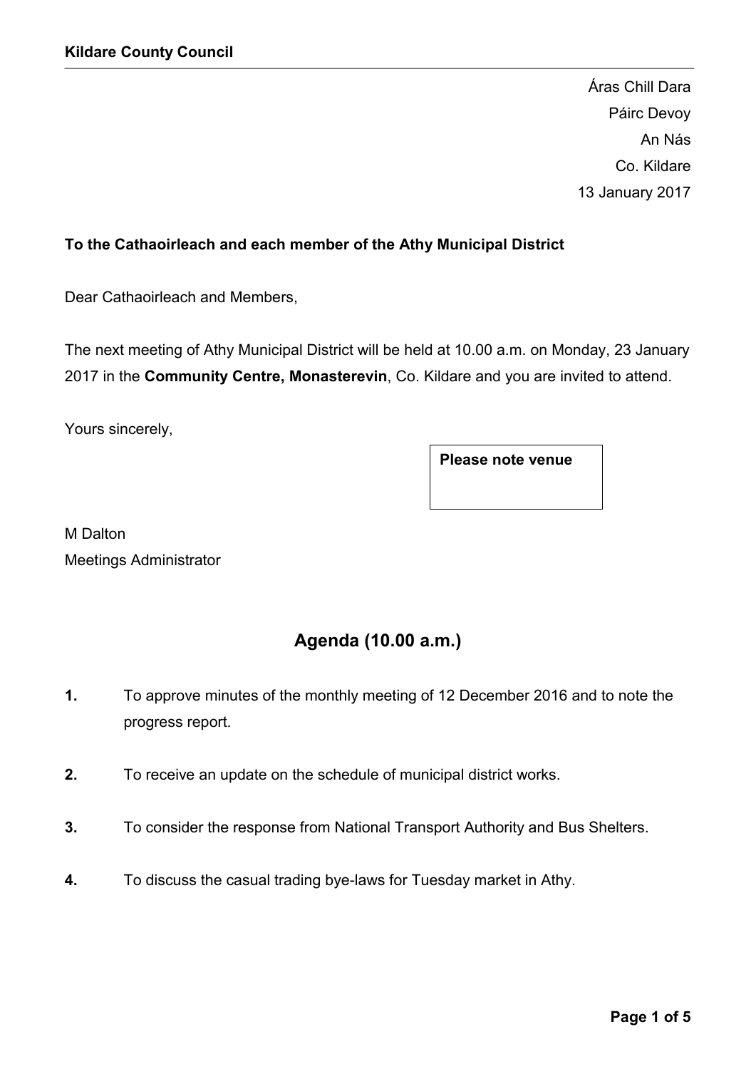**Kildare County Council**

Áras Chill Dara
Páirc Devoy
An Nás
Co. Kildare
13 January 2017

**To the Cathaoirleach and each member of the Athy Municipal District**

Dear Cathaoirleach and Members,

The next meeting of Athy Municipal District will be held at 10.00 a.m. on Monday, 23 January 2017 in the **Community Centre, Monasterevin**, Co. Kildare and you are invited to attend.

Yours sincerely,

**Please note venue**

M Dalton
Meetings Administrator

## Agenda (10.00 a.m.)

**1.** To approve minutes of the monthly meeting of 12 December 2016 and to note the progress report.

**2.** To receive an update on the schedule of municipal district works.

**3.** To consider the response from National Transport Authority and Bus Shelters.

**4.** To discuss the casual trading bye-laws for Tuesday market in Athy.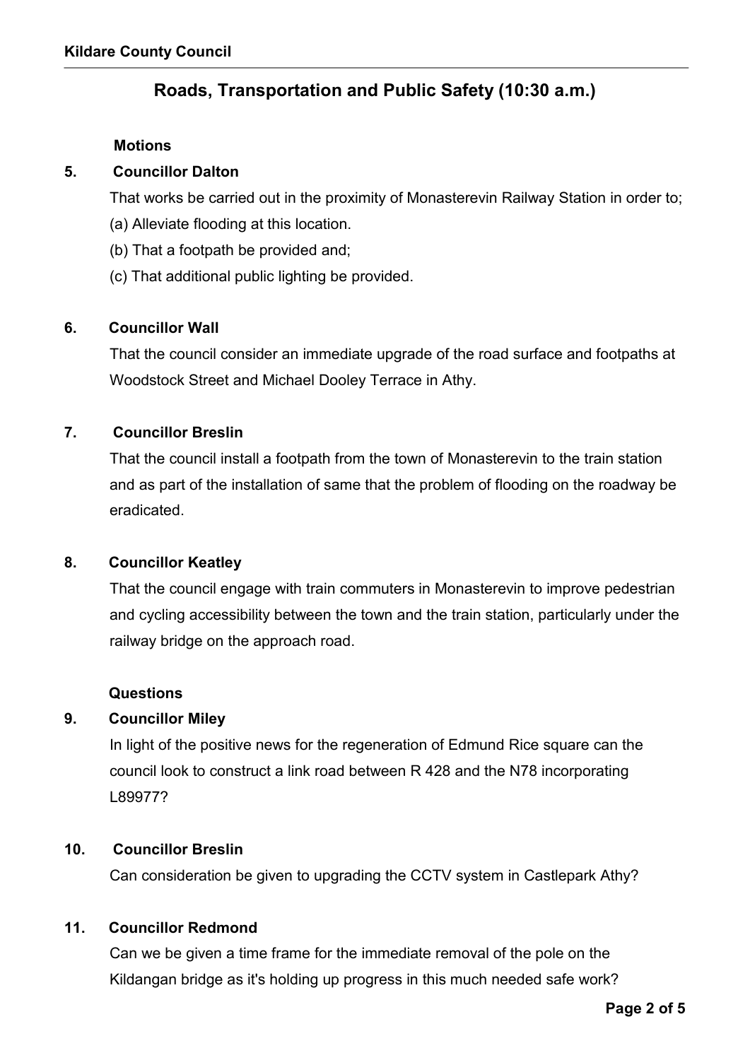## Roads, Transportation and Public Safety (10:30 a.m.)

### Motions

**5. Councillor Dalton**

That works be carried out in the proximity of Monasterevin Railway Station in order to;

(a) Alleviate flooding at this location.

(b) That a footpath be provided and;

(c) That additional public lighting be provided.

**6. Councillor Wall**

That the council consider an immediate upgrade of the road surface and footpaths at Woodstock Street and Michael Dooley Terrace in Athy.

**7. Councillor Breslin**

That the council install a footpath from the town of Monasterevin to the train station and as part of the installation of same that the problem of flooding on the roadway be eradicated.

**8. Councillor Keatley**

That the council engage with train commuters in Monasterevin to improve pedestrian and cycling accessibility between the town and the train station, particularly under the railway bridge on the approach road.

### Questions

**9. Councillor Miley**

In light of the positive news for the regeneration of Edmund Rice square can the council look to construct a link road between R 428 and the N78 incorporating L89977?

**10. Councillor Breslin**

Can consideration be given to upgrading the CCTV system in Castlepark Athy?

**11. Councillor Redmond**

Can we be given a time frame for the immediate removal of the pole on the Kildangan bridge as it's holding up progress in this much needed safe work?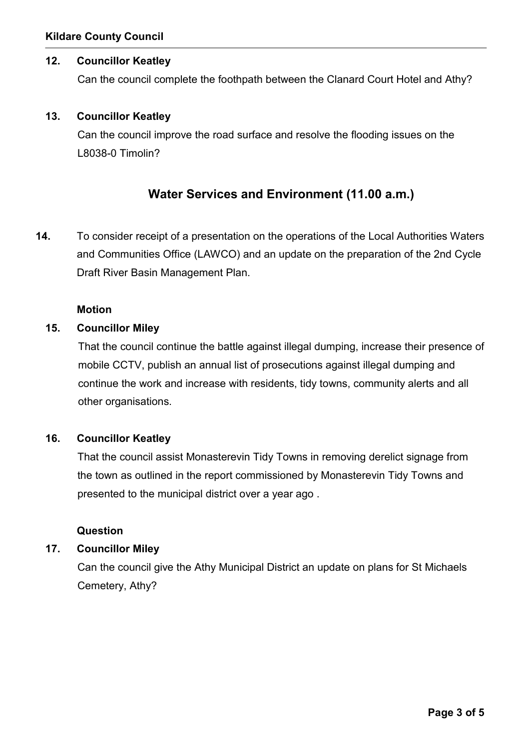**12. Councillor Keatley**

Can the council complete the foothpath between the Clanard Court Hotel and Athy?

**13. Councillor Keatley**

Can the council improve the road surface and resolve the flooding issues on the L8038-0 Timolin?

## Water Services and Environment (11.00 a.m.)

**14.** To consider receipt of a presentation on the operations of the Local Authorities Waters and Communities Office (LAWCO) and an update on the preparation of the 2nd Cycle Draft River Basin Management Plan.

**Motion**

**15. Councillor Miley**

That the council continue the battle against illegal dumping, increase their presence of mobile CCTV, publish an annual list of prosecutions against illegal dumping and continue the work and increase with residents, tidy towns, community alerts and all other organisations.

**16. Councillor Keatley**

That the council assist Monasterevin Tidy Towns in removing derelict signage from the town as outlined in the report commissioned by Monasterevin Tidy Towns and presented to the municipal district over a year ago .

**Question**

**17. Councillor Miley**

Can the council give the Athy Municipal District an update on plans for St Michaels Cemetery, Athy?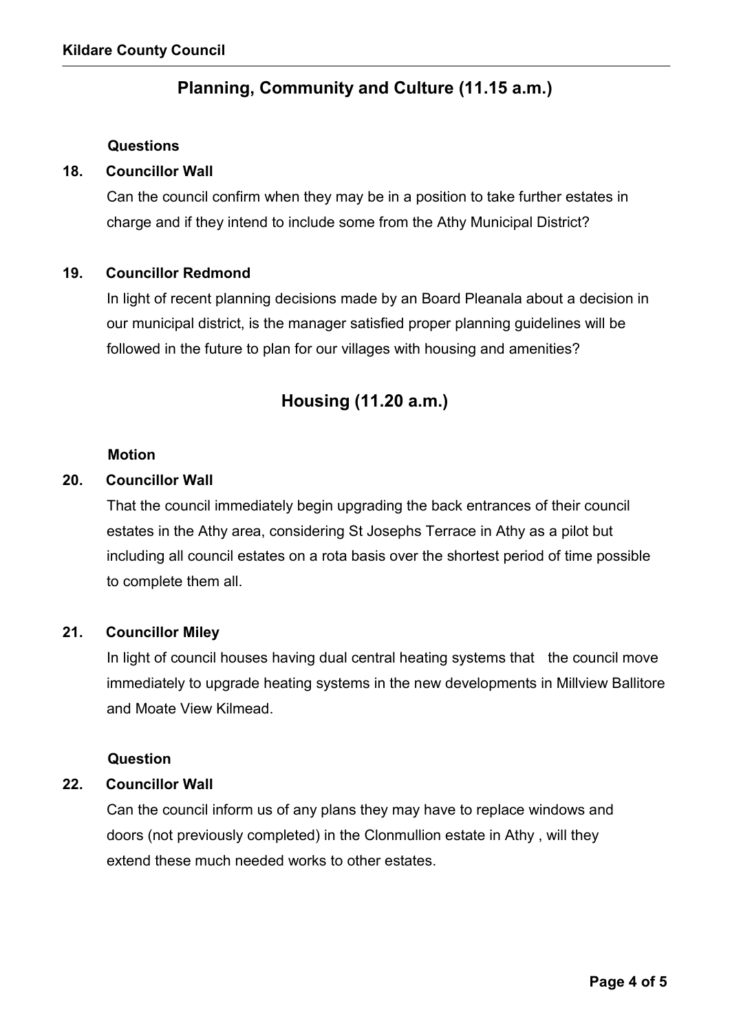## Planning, Community and Culture (11.15 a.m.)

**Questions**

**18. Councillor Wall**

Can the council confirm when they may be in a position to take further estates in charge and if they intend to include some from the Athy Municipal District?

**19. Councillor Redmond**

In light of recent planning decisions made by an Board Pleanala about a decision in our municipal district, is the manager satisfied proper planning guidelines will be followed in the future to plan for our villages with housing and amenities?

## Housing (11.20 a.m.)

**Motion**

**20. Councillor Wall**

That the council immediately begin upgrading the back entrances of their council estates in the Athy area, considering St Josephs Terrace in Athy as a pilot but including all council estates on a rota basis over the shortest period of time possible to complete them all.

**21. Councillor Miley**

In light of council houses having dual central heating systems that the council move immediately to upgrade heating systems in the new developments in Millview Ballitore and Moate View Kilmead.

**Question**

**22. Councillor Wall**

Can the council inform us of any plans they may have to replace windows and doors (not previously completed) in the Clonmullion estate in Athy , will they extend these much needed works to other estates.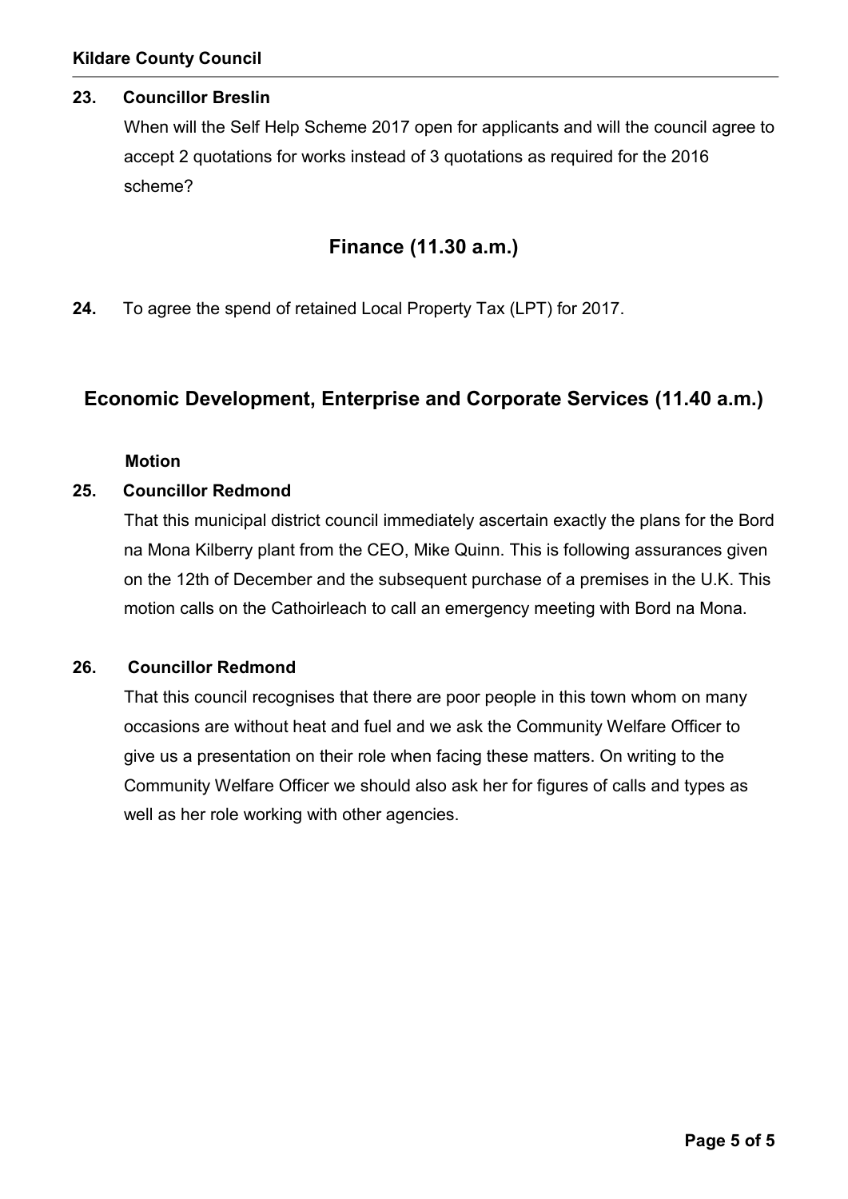**23. Councillor Breslin**

When will the Self Help Scheme 2017 open for applicants and will the council agree to accept 2 quotations for works instead of 3 quotations as required for the 2016 scheme?

## Finance (11.30 a.m.)

**24.** To agree the spend of retained Local Property Tax (LPT) for 2017.

## Economic Development, Enterprise and Corporate Services (11.40 a.m.)

**Motion**

**25. Councillor Redmond**

That this municipal district council immediately ascertain exactly the plans for the Bord na Mona Kilberry plant from the CEO, Mike Quinn. This is following assurances given on the 12th of December and the subsequent purchase of a premises in the U.K. This motion calls on the Cathoirleach to call an emergency meeting with Bord na Mona.

**26. Councillor Redmond**

That this council recognises that there are poor people in this town whom on many occasions are without heat and fuel and we ask the Community Welfare Officer to give us a presentation on their role when facing these matters. On writing to the Community Welfare Officer we should also ask her for figures of calls and types as well as her role working with other agencies.